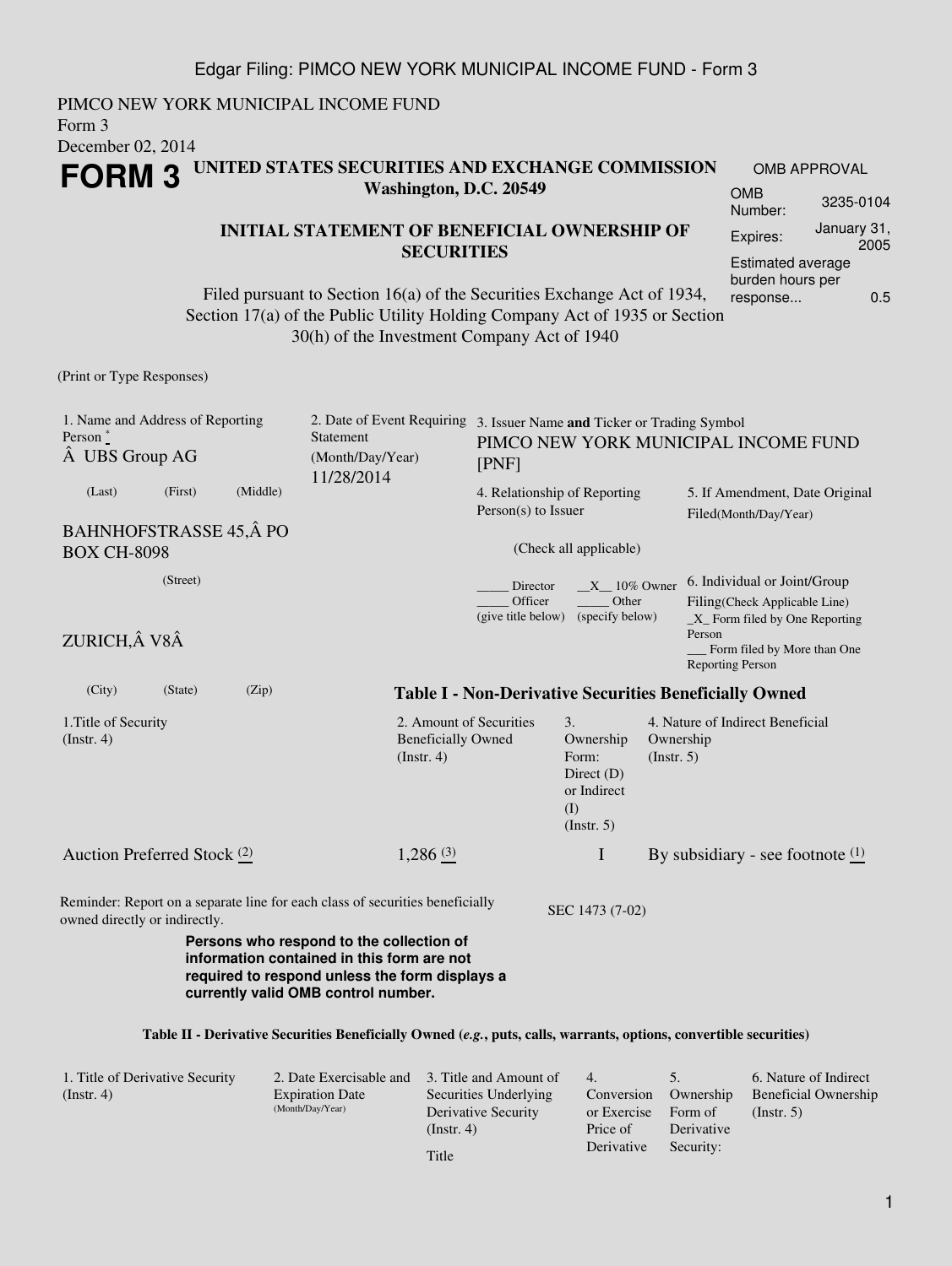PIMCO NEW YORK MUNICIPAL INCOME FUND
Form 3
December 02, 2014

# FORM 3

## UNITED STATES SECURITIES AND EXCHANGE COMMISSION
**Washington, D.C. 20549**

### INITIAL STATEMENT OF BENEFICIAL OWNERSHIP OF SECURITIES

Filed pursuant to Section 16(a) of the Securities Exchange Act of 1934, Section 17(a) of the Public Utility Holding Company Act of 1935 or Section 30(h) of the Investment Company Act of 1940

| OMB APPROVAL | |
|---|---|
| OMB Number: | 3235-0104 |
| Expires: | January 31, 2005 |
| Estimated average burden hours per response... | 0.5 |

(Print or Type Responses)

1. Name and Address of Reporting Person *
Â UBS Group AG
(Last) (First) (Middle)

BAHNHOFSTRASSE 45,Â PO BOX CH-8098
(Street)

ZURICH,Â V8Â
(City) (State) (Zip)

2. Date of Event Requiring Statement (Month/Day/Year)
11/28/2014

3. Issuer Name **and** Ticker or Trading Symbol
PIMCO NEW YORK MUNICIPAL INCOME FUND [PNF]

4. Relationship of Reporting Person(s) to Issuer
(Check all applicable)
_____ Director __X__ 10% Owner
_____ Officer (give title below) _____ Other (specify below)

5. If Amendment, Date Original Filed(Month/Day/Year)

6. Individual or Joint/Group Filing(Check Applicable Line)
_X_ Form filed by One Reporting Person
___ Form filed by More than One Reporting Person

**Table I - Non-Derivative Securities Beneficially Owned**

| 1.Title of Security (Instr. 4) | 2. Amount of Securities Beneficially Owned (Instr. 4) | 3. Ownership Form: Direct (D) or Indirect (I) (Instr. 5) | 4. Nature of Indirect Beneficial Ownership (Instr. 5) |
|---|---|---|---|
| Auction Preferred Stock (2) | 1,286 (3) | I | By subsidiary - see footnote (1) |

Reminder: Report on a separate line for each class of securities beneficially owned directly or indirectly.

SEC 1473 (7-02)

**Persons who respond to the collection of information contained in this form are not required to respond unless the form displays a currently valid OMB control number.**

**Table II - Derivative Securities Beneficially Owned (*e.g.*, puts, calls, warrants, options, convertible securities)**

| 1. Title of Derivative Security (Instr. 4) | 2. Date Exercisable and Expiration Date (Month/Day/Year) | 3. Title and Amount of Securities Underlying Derivative Security (Instr. 4) | 4. Conversion or Exercise Price of Derivative | 5. Ownership Form of Derivative Security: | 6. Nature of Indirect Beneficial Ownership (Instr. 5) |
|---|---|---|---|---|---|
| | | Title | | | |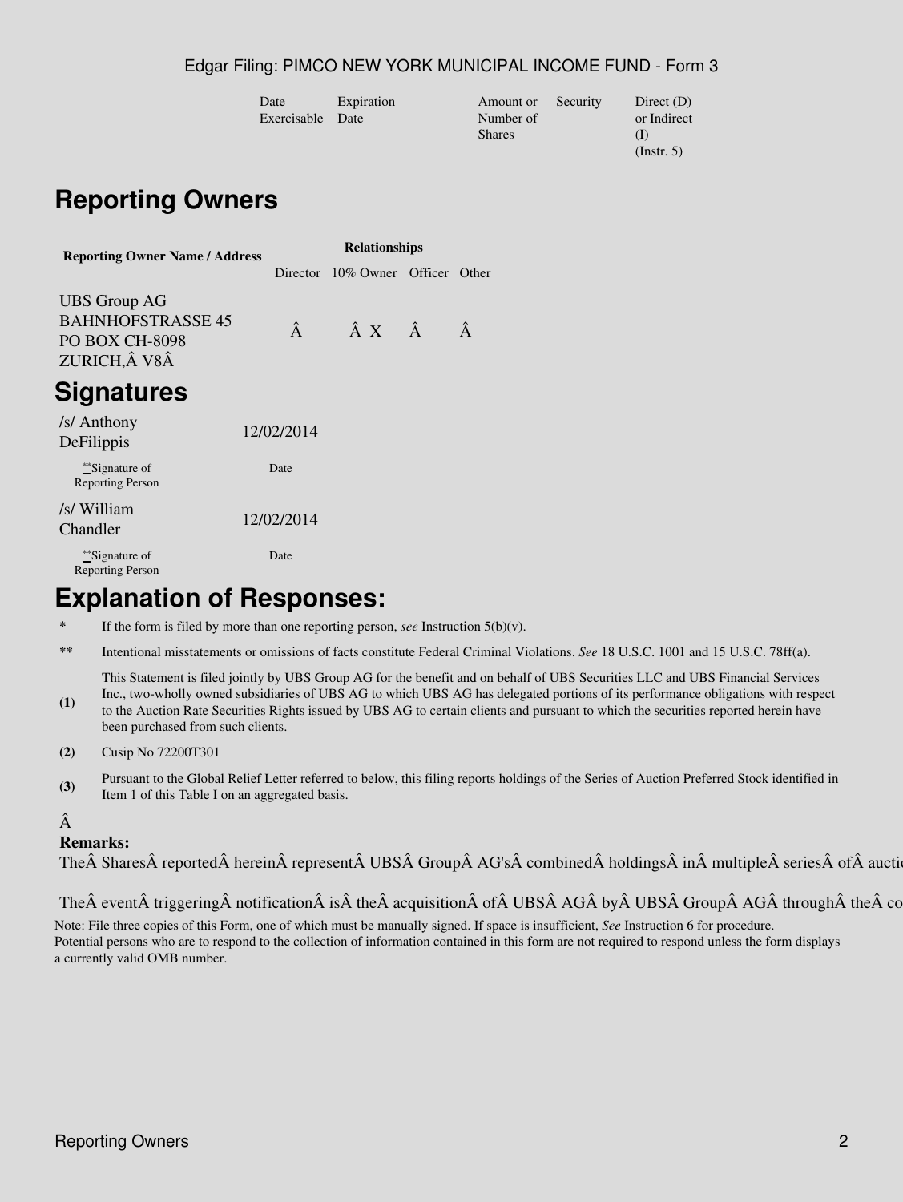| Date Exercisable | Expiration Date | Amount or Number of Shares | Security | Direct (D) or Indirect (I) (Instr. 5) |
|---|---|---|---|---|

## Reporting Owners

| Reporting Owner Name / Address | Relationships | | | |
|---|---|---|---|---|
| | Director | 10% Owner | Officer | Other |
| UBS Group AG BAHNHOFSTRASSE 45 PO BOX CH-8098 ZURICH,Â V8Â | Â | Â X | Â | Â |

## Signatures

| | |
|---|---|
| /s/ Anthony DeFilippis | 12/02/2014 |
| **Signature of Reporting Person | Date |
| /s/ William Chandler | 12/02/2014 |
| **Signature of Reporting Person | Date |

## Explanation of Responses:

\* If the form is filed by more than one reporting person, *see* Instruction 5(b)(v).

** Intentional misstatements or omissions of facts constitute Federal Criminal Violations. *See* 18 U.S.C. 1001 and 15 U.S.C. 78ff(a).

**(1)** This Statement is filed jointly by UBS Group AG for the benefit and on behalf of UBS Securities LLC and UBS Financial Services Inc., two-wholly owned subsidiaries of UBS AG to which UBS AG has delegated portions of its performance obligations with respect to the Auction Rate Securities Rights issued by UBS AG to certain clients and pursuant to which the securities reported herein have been purchased from such clients.

**(2)** Cusip No 72200T301

**(3)** Pursuant to the Global Relief Letter referred to below, this filing reports holdings of the Series of Auction Preferred Stock identified in Item 1 of this Table I on an aggregated basis.

Â

**Remarks:**

TheÂ SharesÂ reportedÂ hereinÂ representÂ UBSÂ GroupÂ AG'sÂ combinedÂ holdingsÂ inÂ multipleÂ seriesÂ ofÂ auctio

TheÂ eventÂ triggeringÂ notificationÂ isÂ theÂ acquisitionÂ ofÂ UBSÂ AGÂ byÂ UBSÂ GroupÂ AGÂ throughÂ theÂ co

Note: File three copies of this Form, one of which must be manually signed. If space is insufficient, *See* Instruction 6 for procedure.
Potential persons who are to respond to the collection of information contained in this form are not required to respond unless the form displays a currently valid OMB number.